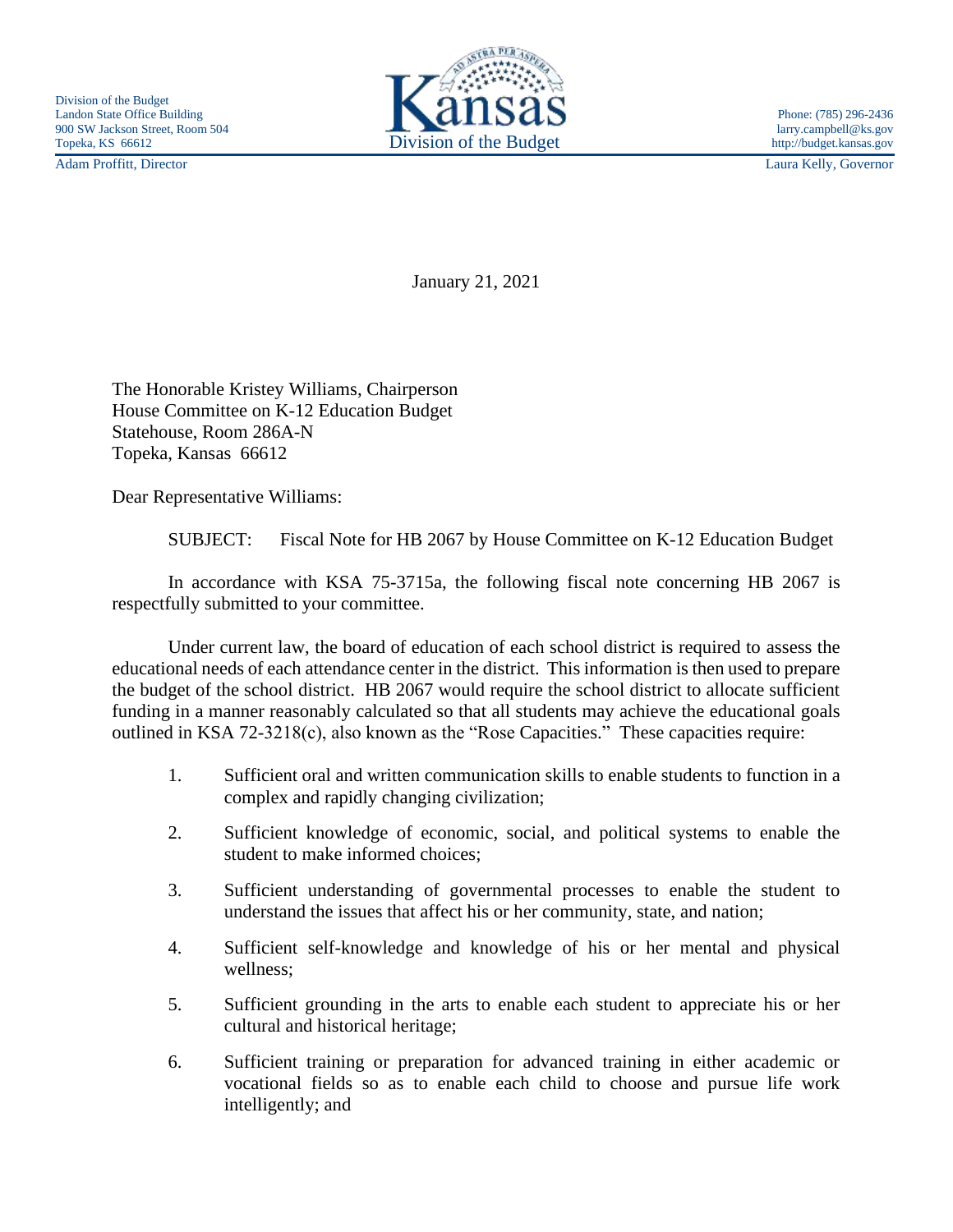Division of the Budget
Landon State Office Building
900 SW Jackson Street, Room 504
Topeka, KS 66612

Kansas
Division of the Budget

Phone: (785) 296-2436
larry.campbell@ks.gov
http://budget.kansas.gov

Adam Proffitt, Director

Laura Kelly, Governor

January 21, 2021

The Honorable Kristey Williams, Chairperson
House Committee on K-12 Education Budget
Statehouse, Room 286A-N
Topeka, Kansas 66612

Dear Representative Williams:

SUBJECT: Fiscal Note for HB 2067 by House Committee on K-12 Education Budget

In accordance with KSA 75-3715a, the following fiscal note concerning HB 2067 is respectfully submitted to your committee.

Under current law, the board of education of each school district is required to assess the educational needs of each attendance center in the district. This information is then used to prepare the budget of the school district. HB 2067 would require the school district to allocate sufficient funding in a manner reasonably calculated so that all students may achieve the educational goals outlined in KSA 72-3218(c), also known as the "Rose Capacities." These capacities require:

1. Sufficient oral and written communication skills to enable students to function in a complex and rapidly changing civilization;
2. Sufficient knowledge of economic, social, and political systems to enable the student to make informed choices;
3. Sufficient understanding of governmental processes to enable the student to understand the issues that affect his or her community, state, and nation;
4. Sufficient self-knowledge and knowledge of his or her mental and physical wellness;
5. Sufficient grounding in the arts to enable each student to appreciate his or her cultural and historical heritage;
6. Sufficient training or preparation for advanced training in either academic or vocational fields so as to enable each child to choose and pursue life work intelligently; and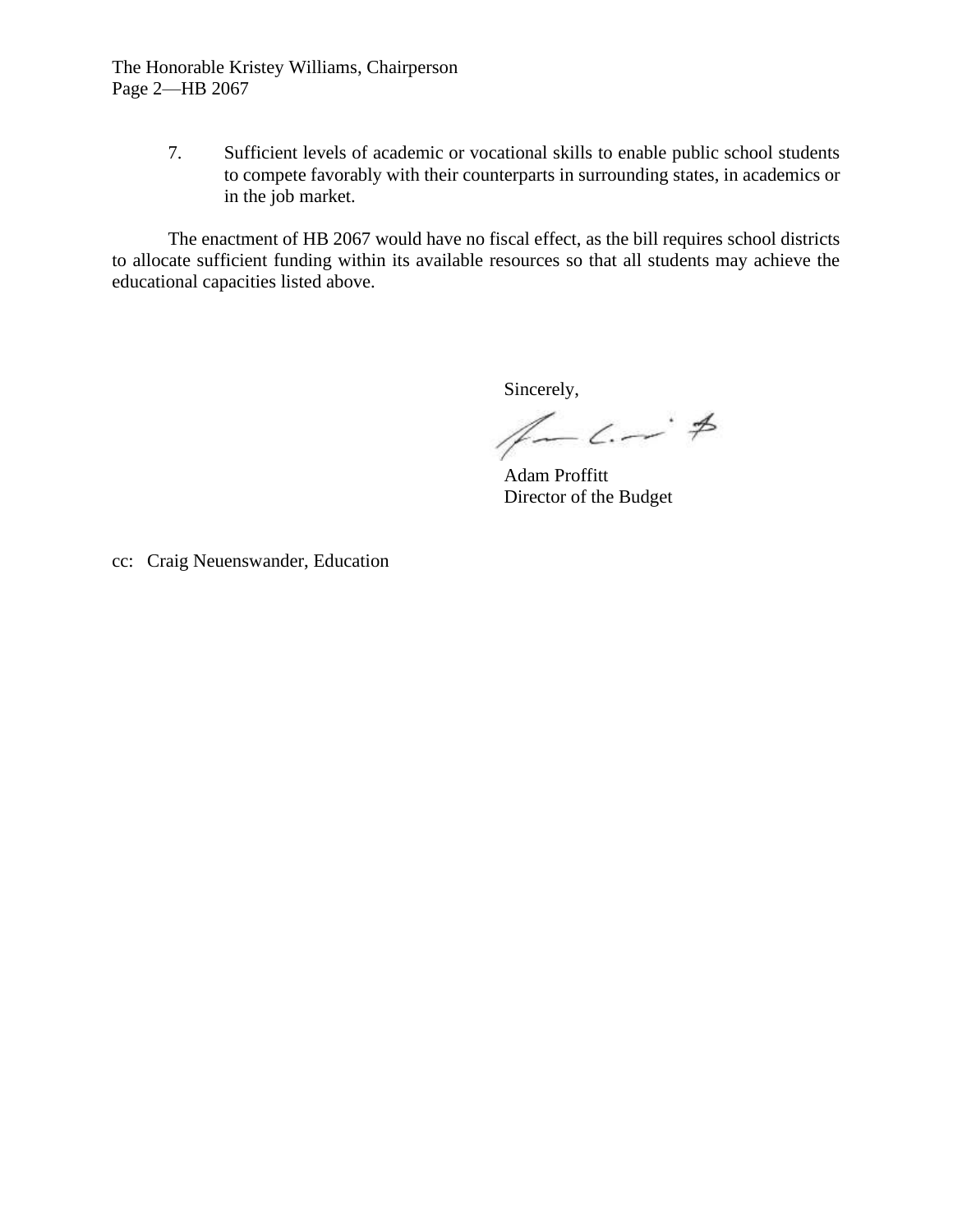7. Sufficient levels of academic or vocational skills to enable public school students to compete favorably with their counterparts in surrounding states, in academics or in the job market.

The enactment of HB 2067 would have no fiscal effect, as the bill requires school districts to allocate sufficient funding within its available resources so that all students may achieve the educational capacities listed above.

Sincerely,

Adam Proffitt
Director of the Budget

cc: Craig Neuenswander, Education